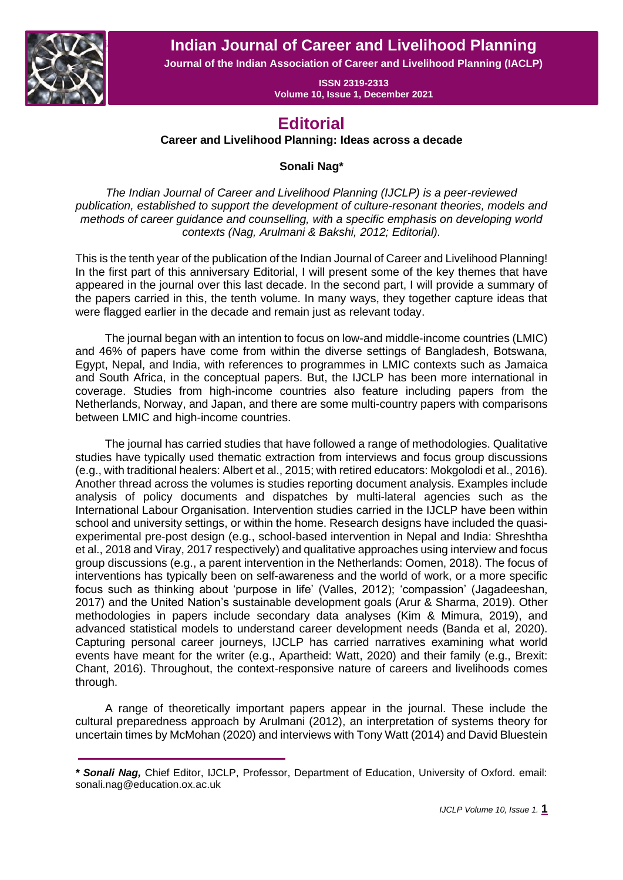# Editorial

## Career and Livelihood Planning: Ideas across a decade

**Sonali Nag***

*The Indian Journal of Career and Livelihood Planning (IJCLP) is a peer-reviewed publication, established to support the development of culture-resonant theories, models and methods of career guidance and counselling, with a specific emphasis on developing world contexts (Nag, Arulmani & Bakshi, 2012; Editorial).*

This is the tenth year of the publication of the Indian Journal of Career and Livelihood Planning! In the first part of this anniversary Editorial, I will present some of the key themes that have appeared in the journal over this last decade. In the second part, I will provide a summary of the papers carried in this, the tenth volume. In many ways, they together capture ideas that were flagged earlier in the decade and remain just as relevant today.

The journal began with an intention to focus on low-and middle-income countries (LMIC) and 46% of papers have come from within the diverse settings of Bangladesh, Botswana, Egypt, Nepal, and India, with references to programmes in LMIC contexts such as Jamaica and South Africa, in the conceptual papers. But, the IJCLP has been more international in coverage. Studies from high-income countries also feature including papers from the Netherlands, Norway, and Japan, and there are some multi-country papers with comparisons between LMIC and high-income countries.

The journal has carried studies that have followed a range of methodologies. Qualitative studies have typically used thematic extraction from interviews and focus group discussions (e.g., with traditional healers: Albert et al., 2015; with retired educators: Mokgolodi et al., 2016). Another thread across the volumes is studies reporting document analysis. Examples include analysis of policy documents and dispatches by multi-lateral agencies such as the International Labour Organisation. Intervention studies carried in the IJCLP have been within school and university settings, or within the home. Research designs have included the quasi-experimental pre-post design (e.g., school-based intervention in Nepal and India: Shreshtha et al., 2018 and Viray, 2017 respectively) and qualitative approaches using interview and focus group discussions (e.g., a parent intervention in the Netherlands: Oomen, 2018). The focus of interventions has typically been on self-awareness and the world of work, or a more specific focus such as thinking about 'purpose in life' (Valles, 2012); 'compassion' (Jagadeeshan, 2017) and the United Nation's sustainable development goals (Arur & Sharma, 2019). Other methodologies in papers include secondary data analyses (Kim & Mimura, 2019), and advanced statistical models to understand career development needs (Banda et al, 2020). Capturing personal career journeys, IJCLP has carried narratives examining what world events have meant for the writer (e.g., Apartheid: Watt, 2020) and their family (e.g., Brexit: Chant, 2016). Throughout, the context-responsive nature of careers and livelihoods comes through.

A range of theoretically important papers appear in the journal. These include the cultural preparedness approach by Arulmani (2012), an interpretation of systems theory for uncertain times by McMohan (2020) and interviews with Tony Watt (2014) and David Bluestein

---

* ***Sonali Nag,*** Chief Editor, IJCLP, Professor, Department of Education, University of Oxford. email: sonali.nag@education.ox.ac.uk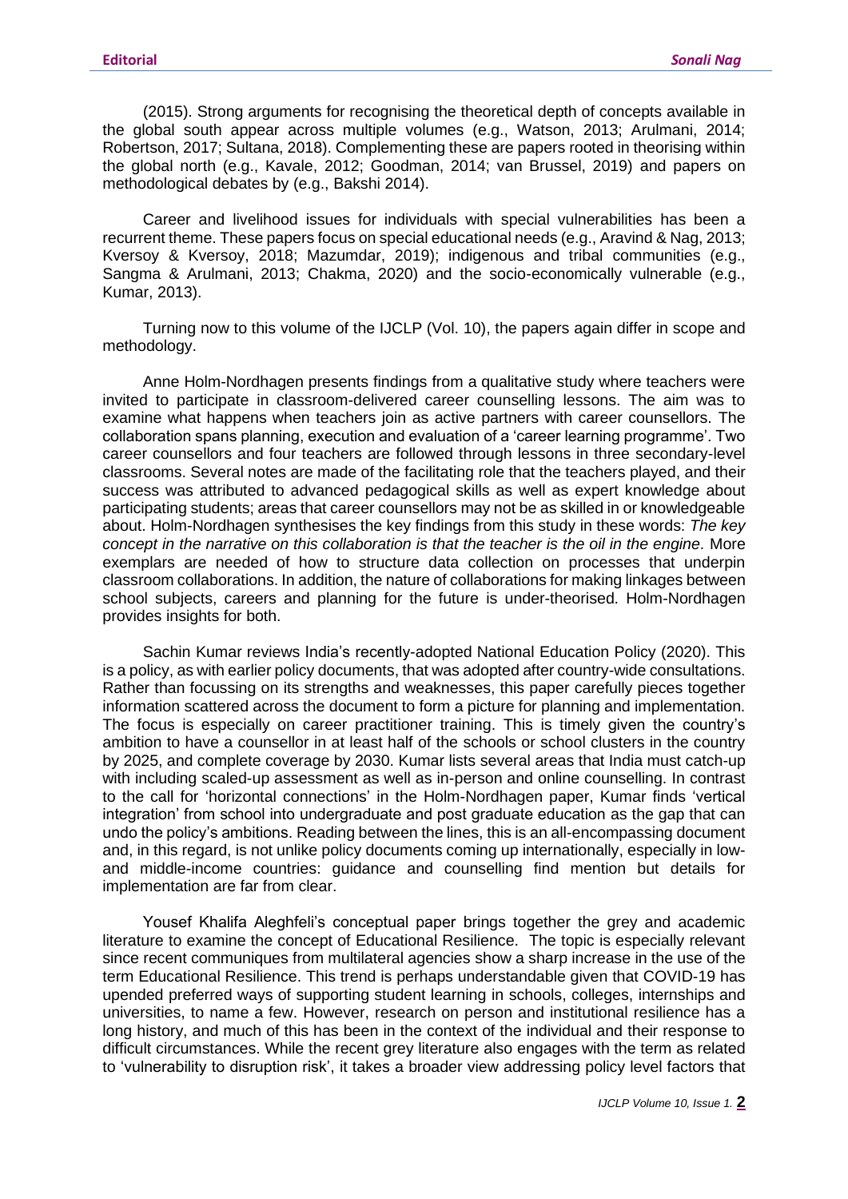(2015). Strong arguments for recognising the theoretical depth of concepts available in the global south appear across multiple volumes (e.g., Watson, 2013; Arulmani, 2014; Robertson, 2017; Sultana, 2018). Complementing these are papers rooted in theorising within the global north (e.g., Kavale, 2012; Goodman, 2014; van Brussel, 2019) and papers on methodological debates by (e.g., Bakshi 2014).

Career and livelihood issues for individuals with special vulnerabilities has been a recurrent theme. These papers focus on special educational needs (e.g., Aravind & Nag, 2013; Kversoy & Kversoy, 2018; Mazumdar, 2019); indigenous and tribal communities (e.g., Sangma & Arulmani, 2013; Chakma, 2020) and the socio-economically vulnerable (e.g., Kumar, 2013).

Turning now to this volume of the IJCLP (Vol. 10), the papers again differ in scope and methodology.

Anne Holm-Nordhagen presents findings from a qualitative study where teachers were invited to participate in classroom-delivered career counselling lessons. The aim was to examine what happens when teachers join as active partners with career counsellors. The collaboration spans planning, execution and evaluation of a 'career learning programme'. Two career counsellors and four teachers are followed through lessons in three secondary-level classrooms. Several notes are made of the facilitating role that the teachers played, and their success was attributed to advanced pedagogical skills as well as expert knowledge about participating students; areas that career counsellors may not be as skilled in or knowledgeable about. Holm-Nordhagen synthesises the key findings from this study in these words: *The key concept in the narrative on this collaboration is that the teacher is the oil in the engine.* More exemplars are needed of how to structure data collection on processes that underpin classroom collaborations. In addition, the nature of collaborations for making linkages between school subjects, careers and planning for the future is under-theorised. Holm-Nordhagen provides insights for both.

Sachin Kumar reviews India's recently-adopted National Education Policy (2020). This is a policy, as with earlier policy documents, that was adopted after country-wide consultations. Rather than focussing on its strengths and weaknesses, this paper carefully pieces together information scattered across the document to form a picture for planning and implementation. The focus is especially on career practitioner training. This is timely given the country's ambition to have a counsellor in at least half of the schools or school clusters in the country by 2025, and complete coverage by 2030. Kumar lists several areas that India must catch-up with including scaled-up assessment as well as in-person and online counselling. In contrast to the call for 'horizontal connections' in the Holm-Nordhagen paper, Kumar finds 'vertical integration' from school into undergraduate and post graduate education as the gap that can undo the policy's ambitions. Reading between the lines, this is an all-encompassing document and, in this regard, is not unlike policy documents coming up internationally, especially in low- and middle-income countries: guidance and counselling find mention but details for implementation are far from clear.

Yousef Khalifa Aleghfeli's conceptual paper brings together the grey and academic literature to examine the concept of Educational Resilience. The topic is especially relevant since recent communiques from multilateral agencies show a sharp increase in the use of the term Educational Resilience. This trend is perhaps understandable given that COVID-19 has upended preferred ways of supporting student learning in schools, colleges, internships and universities, to name a few. However, research on person and institutional resilience has a long history, and much of this has been in the context of the individual and their response to difficult circumstances. While the recent grey literature also engages with the term as related to 'vulnerability to disruption risk', it takes a broader view addressing policy level factors that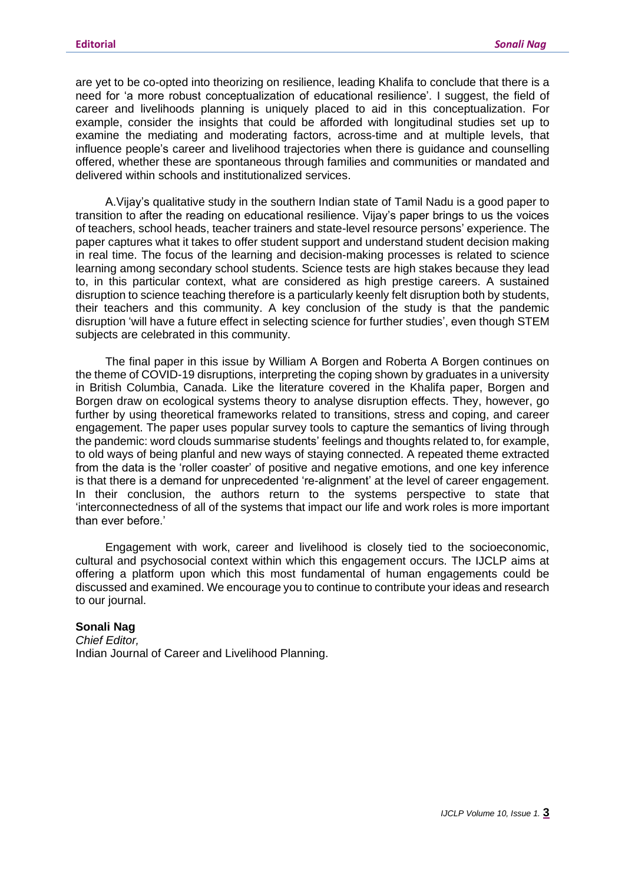are yet to be co-opted into theorizing on resilience, leading Khalifa to conclude that there is a need for 'a more robust conceptualization of educational resilience'. I suggest, the field of career and livelihoods planning is uniquely placed to aid in this conceptualization. For example, consider the insights that could be afforded with longitudinal studies set up to examine the mediating and moderating factors, across-time and at multiple levels, that influence people's career and livelihood trajectories when there is guidance and counselling offered, whether these are spontaneous through families and communities or mandated and delivered within schools and institutionalized services.

A.Vijay's qualitative study in the southern Indian state of Tamil Nadu is a good paper to transition to after the reading on educational resilience. Vijay's paper brings to us the voices of teachers, school heads, teacher trainers and state-level resource persons' experience. The paper captures what it takes to offer student support and understand student decision making in real time. The focus of the learning and decision-making processes is related to science learning among secondary school students. Science tests are high stakes because they lead to, in this particular context, what are considered as high prestige careers. A sustained disruption to science teaching therefore is a particularly keenly felt disruption both by students, their teachers and this community. A key conclusion of the study is that the pandemic disruption 'will have a future effect in selecting science for further studies', even though STEM subjects are celebrated in this community.

The final paper in this issue by William A Borgen and Roberta A Borgen continues on the theme of COVID-19 disruptions, interpreting the coping shown by graduates in a university in British Columbia, Canada. Like the literature covered in the Khalifa paper, Borgen and Borgen draw on ecological systems theory to analyse disruption effects. They, however, go further by using theoretical frameworks related to transitions, stress and coping, and career engagement. The paper uses popular survey tools to capture the semantics of living through the pandemic: word clouds summarise students' feelings and thoughts related to, for example, to old ways of being planful and new ways of staying connected. A repeated theme extracted from the data is the 'roller coaster' of positive and negative emotions, and one key inference is that there is a demand for unprecedented 're-alignment' at the level of career engagement. In their conclusion, the authors return to the systems perspective to state that 'interconnectedness of all of the systems that impact our life and work roles is more important than ever before.'

Engagement with work, career and livelihood is closely tied to the socioeconomic, cultural and psychosocial context within which this engagement occurs. The IJCLP aims at offering a platform upon which this most fundamental of human engagements could be discussed and examined. We encourage you to continue to contribute your ideas and research to our journal.

**Sonali Nag**
*Chief Editor,*
Indian Journal of Career and Livelihood Planning.